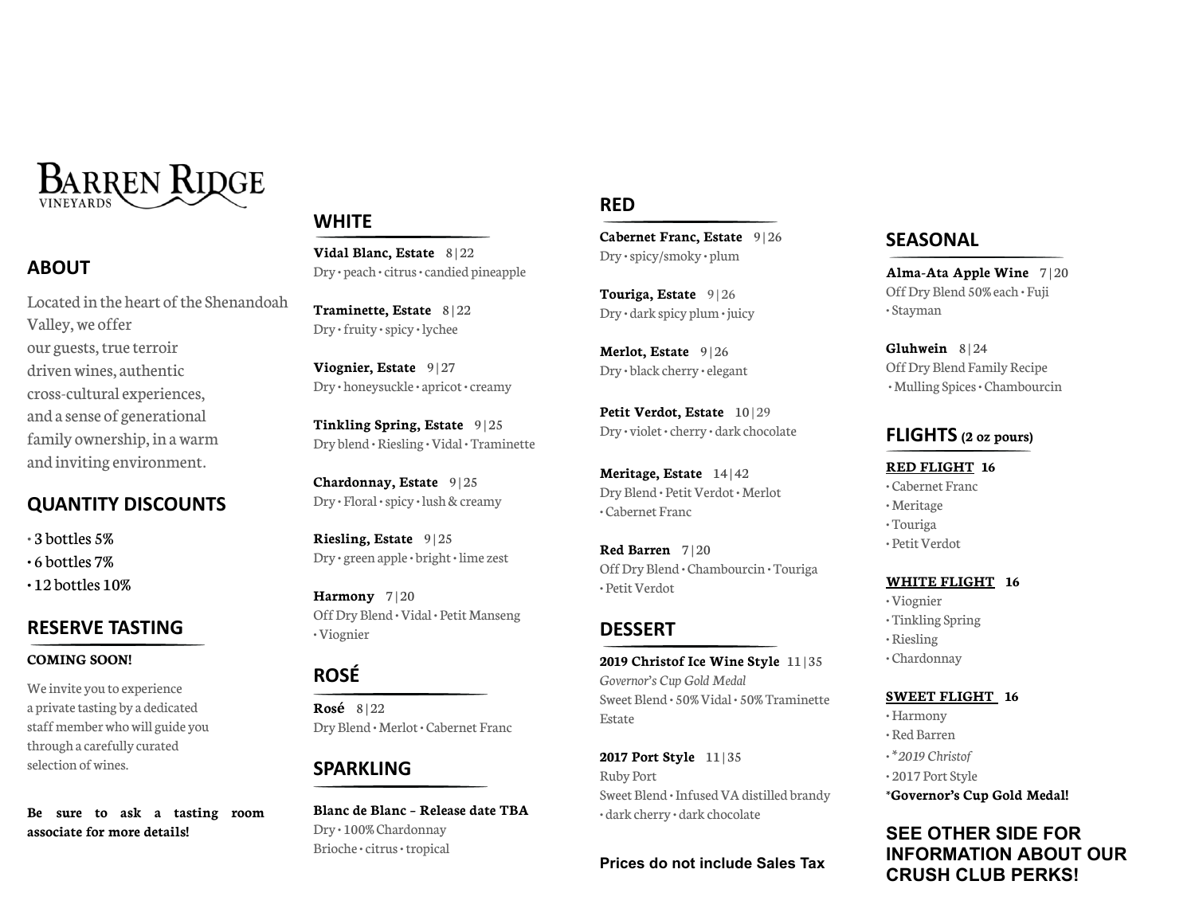# BARREN RIDGE
VINEYARDS

## ABOUT

Located in the heart of the Shenandoah Valley, we offer our guests, true terroir driven wines, authentic cross-cultural experiences, and a sense of generational family ownership, in a warm and inviting environment.

## QUANTITY DISCOUNTS

- 3 bottles 5%
- 6 bottles 7%
- 12 bottles 10%

## RESERVE TASTING

**COMING SOON!**

We invite you to experience a private tasting by a dedicated staff member who will guide you through a carefully curated selection of wines.

**Be sure to ask a tasting room associate for more details!**

## WHITE

**Vidal Blanc, Estate** 8 | 22
Dry • peach • citrus • candied pineapple

**Traminette, Estate** 8 | 22
Dry • fruity • spicy • lychee

**Viognier, Estate** 9 | 27
Dry • honeysuckle • apricot • creamy

**Tinkling Spring, Estate** 9 | 25
Dry blend • Riesling • Vidal • Traminette

**Chardonnay, Estate** 9 | 25
Dry • Floral • spicy • lush & creamy

**Riesling, Estate** 9 | 25
Dry • green apple • bright • lime zest

**Harmony** 7 | 20
Off Dry Blend • Vidal • Petit Manseng • Viognier

## ROSÉ

**Rosé** 8 | 22
Dry Blend • Merlot • Cabernet Franc

## SPARKLING

**Blanc de Blanc – Release date TBA**
Dry • 100% Chardonnay
Brioche • citrus • tropical

## RED

**Cabernet Franc, Estate** 9 | 26
Dry • spicy/smoky • plum

**Touriga, Estate** 9 | 26
Dry • dark spicy plum • juicy

**Merlot, Estate** 9 | 26
Dry • black cherry • elegant

**Petit Verdot, Estate** 10 | 29
Dry • violet • cherry • dark chocolate

**Meritage, Estate** 14 | 42
Dry Blend • Petit Verdot • Merlot • Cabernet Franc

**Red Barren** 7 | 20
Off Dry Blend • Chambourcin • Touriga • Petit Verdot

## DESSERT

**2019 Christof Ice Wine Style** 11 | 35
*Governor's Cup Gold Medal*
Sweet Blend • 50% Vidal • 50% Traminette Estate

**2017 Port Style** 11 | 35
Ruby Port
Sweet Blend • Infused VA distilled brandy • dark cherry • dark chocolate

**Prices do not include Sales Tax**

## SEASONAL

**Alma-Ata Apple Wine** 7 | 20
Off Dry Blend 50% each • Fuji • Stayman

**Gluhwein** 8 | 24
Off Dry Blend Family Recipe • Mulling Spices • Chambourcin

## FLIGHTS (2 oz pours)

**RED FLIGHT 16**
- Cabernet Franc
- Meritage
- Touriga
- Petit Verdot

**WHITE FLIGHT 16**
- Viognier
- Tinkling Spring
- Riesling
- Chardonnay

**SWEET FLIGHT 16**
- Harmony
- Red Barren
- **2019 Christof*
- 2017 Port Style

***Governor's Cup Gold Medal!**

**SEE OTHER SIDE FOR INFORMATION ABOUT OUR CRUSH CLUB PERKS!**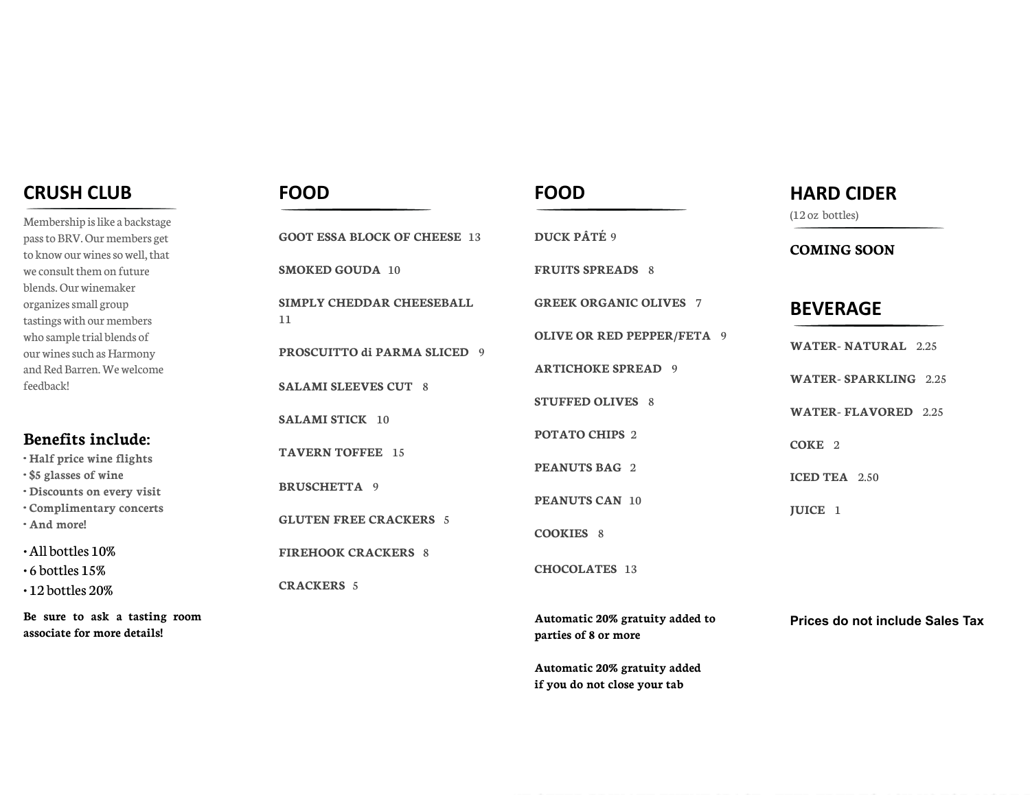## CRUSH CLUB

Membership is like a backstage pass to BRV. Our members get to know our wines so well, that we consult them on future blends. Our winemaker organizes small group tastings with our members who sample trial blends of our wines such as Harmony and Red Barren. We welcome feedback!

### Benefits include:

- **Half price wine flights**
- **$5 glasses of wine**
- **Discounts on every visit**
- **Complimentary concerts**
- **And more!**

- All bottles 10%
- 6 bottles 15%
- 12 bottles 20%

**Be sure to ask a tasting room associate for more details!**

## FOOD

**GOOT ESSA BLOCK OF CHEESE** 13

**SMOKED GOUDA** 10

**SIMPLY CHEDDAR CHEESEBALL** 11

**PROSCUITTO di PARMA SLICED** 9

**SALAMI SLEEVES CUT** 8

**SALAMI STICK** 10

**TAVERN TOFFEE** 15

**BRUSCHETTA** 9

**GLUTEN FREE CRACKERS** 5

**FIREHOOK CRACKERS** 8

**CRACKERS** 5

## FOOD

**DUCK PÂTÉ** 9

**FRUITS SPREADS** 8

**GREEK ORGANIC OLIVES** 7

**OLIVE OR RED PEPPER/FETA** 9

**ARTICHOKE SPREAD** 9

**STUFFED OLIVES** 8

**POTATO CHIPS** 2

**PEANUTS BAG** 2

**PEANUTS CAN** 10

**COOKIES** 8

**CHOCOLATES** 13

**Automatic 20% gratuity added to parties of 8 or more**

**Automatic 20% gratuity added if you do not close your tab**

## HARD CIDER

(12 oz bottles)

**COMING SOON**

## BEVERAGE

**WATER- NATURAL** 2.25

**WATER- SPARKLING** 2.25

**WATER- FLAVORED** 2.25

**COKE** 2

**ICED TEA** 2.50

**JUICE** 1

**Prices do not include Sales Tax**